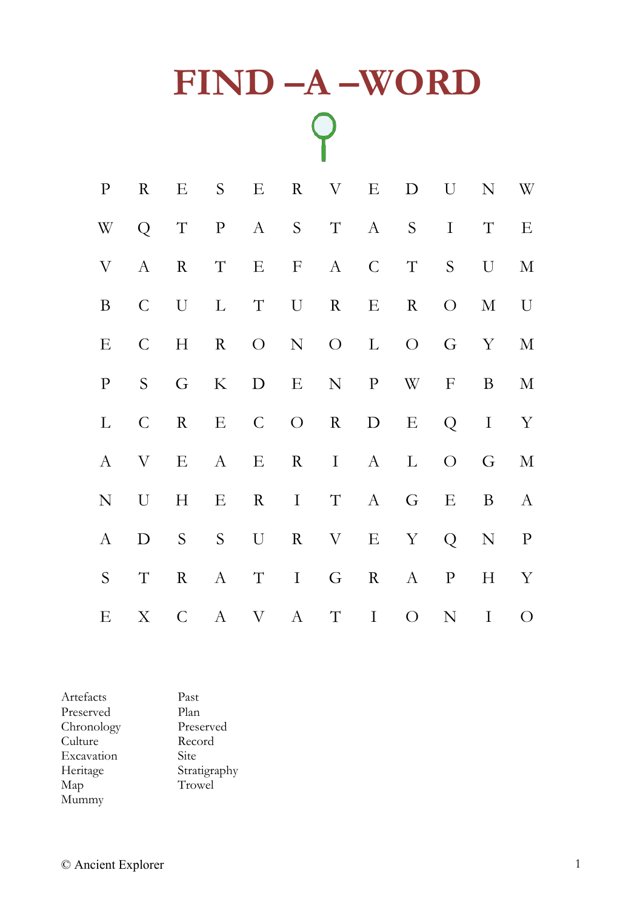# FIND –A –WORD

| | | | | | | | | | | | |
|---|---|---|---|---|---|---|---|---|---|---|---|
| P | R | E | S | E | R | V | E | D | U | N | W |
| W | Q | T | P | A | S | T | A | S | I | T | E |
| V | A | R | T | E | F | A | C | T | S | U | M |
| B | C | U | L | T | U | R | E | R | O | M | U |
| E | C | H | R | O | N | O | L | O | G | Y | M |
| P | S | G | K | D | E | N | P | W | F | B | M |
| L | C | R | E | C | O | R | D | E | Q | I | Y |
| A | V | E | A | E | R | I | A | L | O | G | M |
| N | U | H | E | R | I | T | A | G | E | B | A |
| A | D | S | S | U | R | V | E | Y | Q | N | P |
| S | T | R | A | T | I | G | R | A | P | H | Y |
| E | X | C | A | V | A | T | I | O | N | I | O |

Artefacts
Preserved
Chronology
Culture
Excavation
Heritage
Map
Mummy

Past
Plan
Preserved
Record
Site
Stratigraphy
Trowel

© Ancient Explorer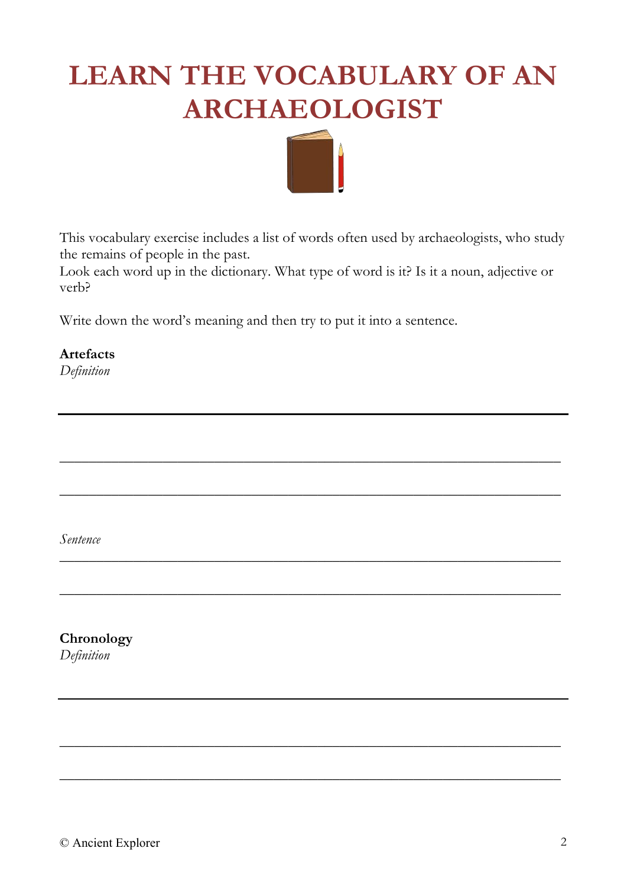# LEARN THE VOCABULARY OF AN ARCHAEOLOGIST

This vocabulary exercise includes a list of words often used by archaeologists, who study the remains of people in the past.
Look each word up in the dictionary. What type of word is it? Is it a noun, adjective or verb?

Write down the word's meaning and then try to put it into a sentence.

**Artefacts**
*Definition*

---

______________________________________________________________________

______________________________________________________________________

*Sentence*
______________________________________________________________________

______________________________________________________________________

**Chronology**
*Definition*

---

______________________________________________________________________

______________________________________________________________________

© Ancient Explorer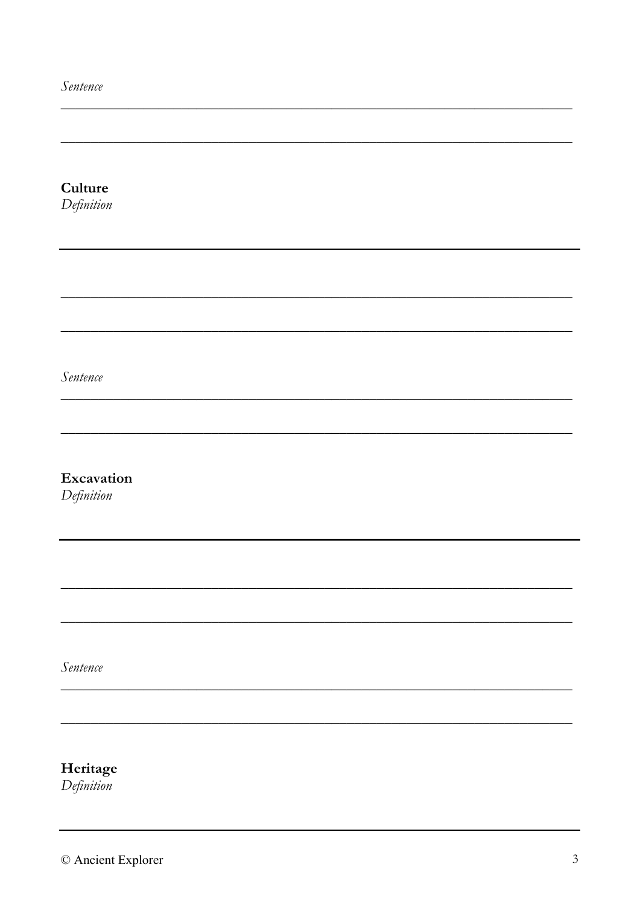*Sentence*

______________________________________________________________________

______________________________________________________________________

**Culture**
*Definition*

______________________________________________________________________

______________________________________________________________________

______________________________________________________________________

*Sentence*

______________________________________________________________________

______________________________________________________________________

**Excavation**
*Definition*

______________________________________________________________________

______________________________________________________________________

______________________________________________________________________

*Sentence*

______________________________________________________________________

______________________________________________________________________

**Heritage**
*Definition*

______________________________________________________________________

© Ancient Explorer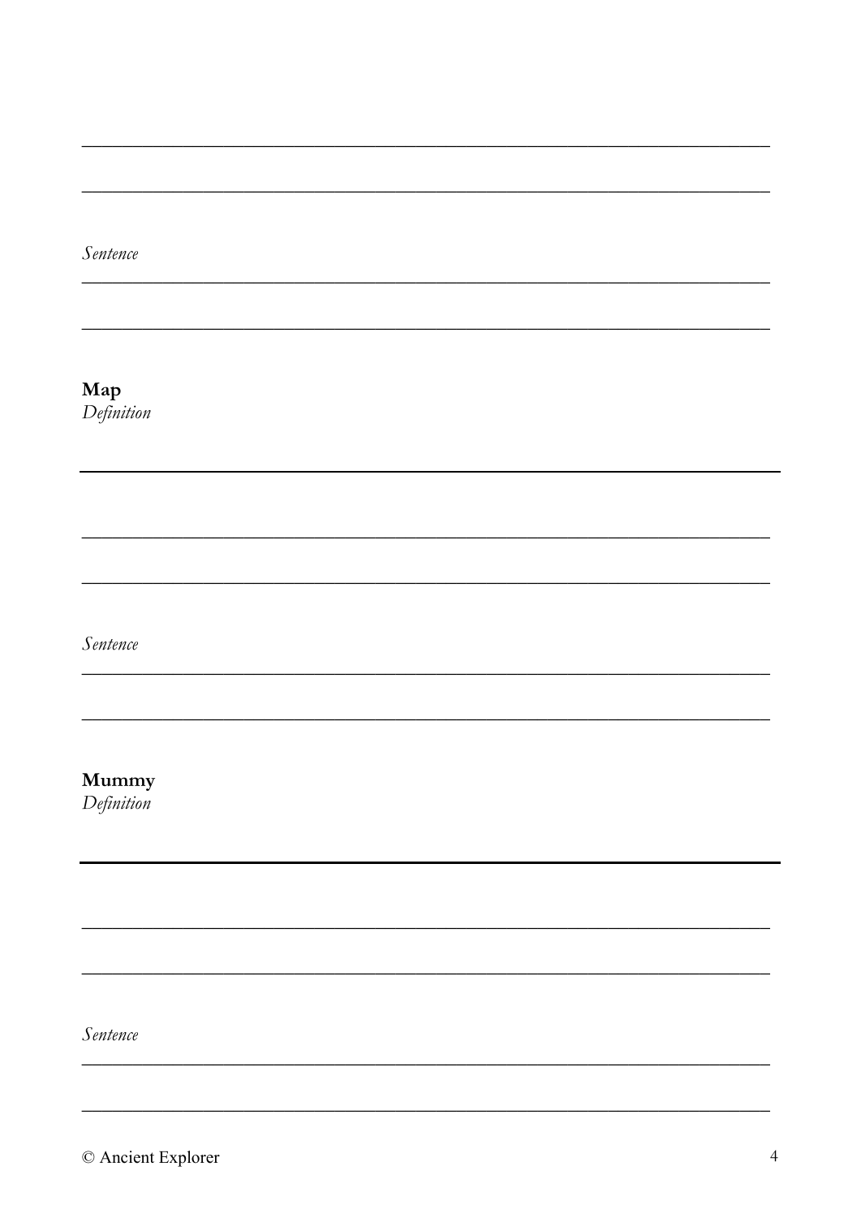*Sentence*

**Map**
*Definition*

*Sentence*

**Mummy**
*Definition*

*Sentence*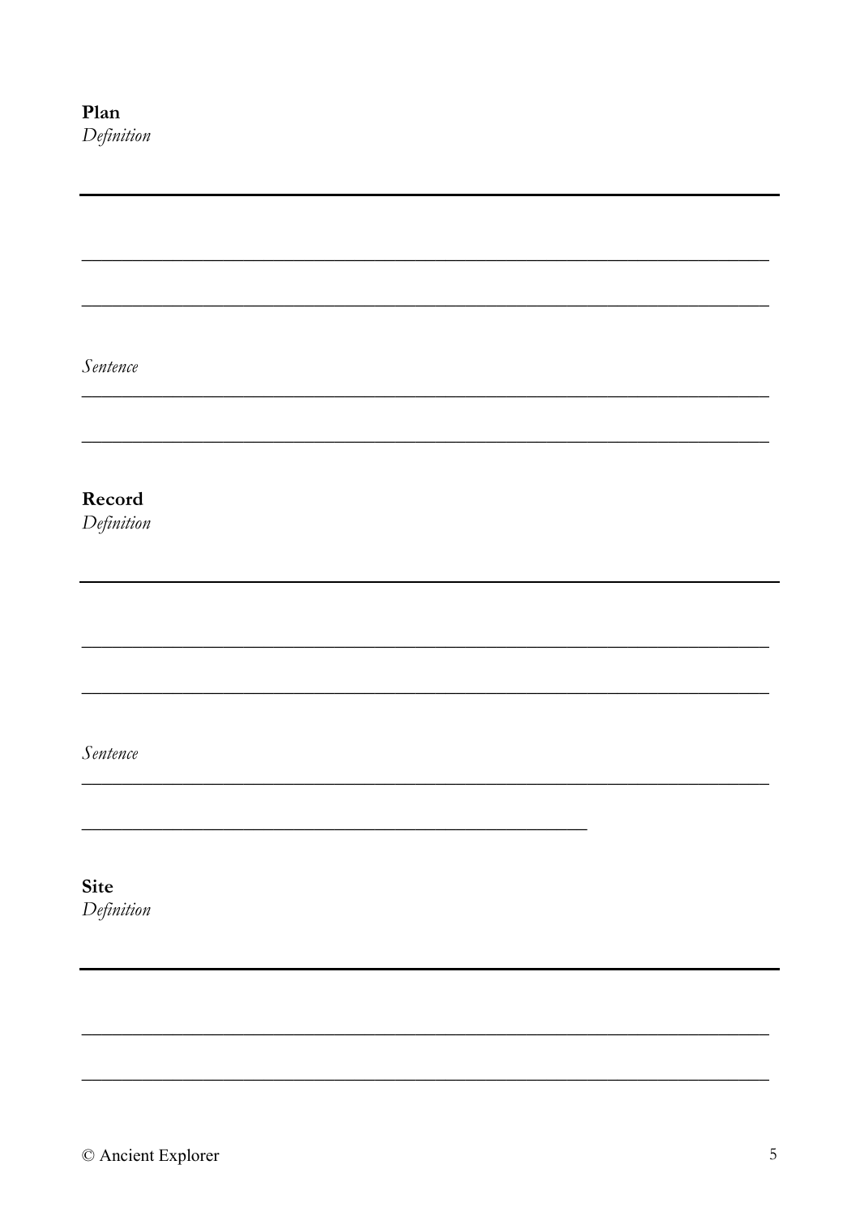**Plan**

*Definition*

---

\_\_\_\_\_\_\_\_\_\_\_\_\_\_\_\_\_\_\_\_\_\_\_\_\_\_\_\_\_\_\_\_\_\_\_\_\_\_\_\_\_\_\_\_\_\_\_\_\_\_\_\_\_\_\_\_\_\_\_\_\_\_\_\_\_\_\_\_\_\_

\_\_\_\_\_\_\_\_\_\_\_\_\_\_\_\_\_\_\_\_\_\_\_\_\_\_\_\_\_\_\_\_\_\_\_\_\_\_\_\_\_\_\_\_\_\_\_\_\_\_\_\_\_\_\_\_\_\_\_\_\_\_\_\_\_\_\_\_\_\_

*Sentence*

\_\_\_\_\_\_\_\_\_\_\_\_\_\_\_\_\_\_\_\_\_\_\_\_\_\_\_\_\_\_\_\_\_\_\_\_\_\_\_\_\_\_\_\_\_\_\_\_\_\_\_\_\_\_\_\_\_\_\_\_\_\_\_\_\_\_\_\_\_\_

\_\_\_\_\_\_\_\_\_\_\_\_\_\_\_\_\_\_\_\_\_\_\_\_\_\_\_\_\_\_\_\_\_\_\_\_\_\_\_\_\_\_\_\_\_\_\_\_\_\_\_\_\_\_\_\_\_\_\_\_\_\_\_\_\_\_\_\_\_\_

**Record**

*Definition*

---

\_\_\_\_\_\_\_\_\_\_\_\_\_\_\_\_\_\_\_\_\_\_\_\_\_\_\_\_\_\_\_\_\_\_\_\_\_\_\_\_\_\_\_\_\_\_\_\_\_\_\_\_\_\_\_\_\_\_\_\_\_\_\_\_\_\_\_\_\_\_

\_\_\_\_\_\_\_\_\_\_\_\_\_\_\_\_\_\_\_\_\_\_\_\_\_\_\_\_\_\_\_\_\_\_\_\_\_\_\_\_\_\_\_\_\_\_\_\_\_\_\_\_\_\_\_\_\_\_\_\_\_\_\_\_\_\_\_\_\_\_

*Sentence*

\_\_\_\_\_\_\_\_\_\_\_\_\_\_\_\_\_\_\_\_\_\_\_\_\_\_\_\_\_\_\_\_\_\_\_\_\_\_\_\_\_\_\_\_\_\_\_\_\_\_\_\_\_\_\_\_\_\_\_\_\_\_\_\_\_\_\_\_\_\_

\_\_\_\_\_\_\_\_\_\_\_\_\_\_\_\_\_\_\_\_\_\_\_\_\_\_\_\_\_\_\_\_\_\_\_\_\_\_\_\_\_\_\_\_\_\_\_\_\_\_\_

**Site**

*Definition*

---

\_\_\_\_\_\_\_\_\_\_\_\_\_\_\_\_\_\_\_\_\_\_\_\_\_\_\_\_\_\_\_\_\_\_\_\_\_\_\_\_\_\_\_\_\_\_\_\_\_\_\_\_\_\_\_\_\_\_\_\_\_\_\_\_\_\_\_\_\_\_

\_\_\_\_\_\_\_\_\_\_\_\_\_\_\_\_\_\_\_\_\_\_\_\_\_\_\_\_\_\_\_\_\_\_\_\_\_\_\_\_\_\_\_\_\_\_\_\_\_\_\_\_\_\_\_\_\_\_\_\_\_\_\_\_\_\_\_\_\_\_

© Ancient Explorer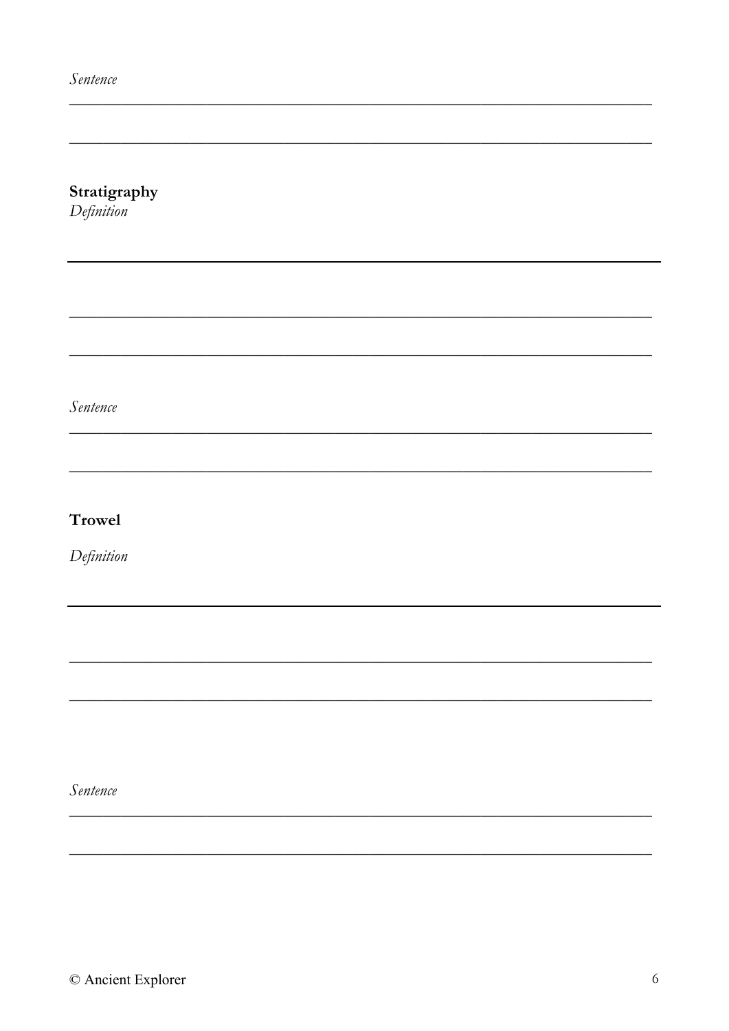*Sentence*

\_\_\_\_\_\_\_\_\_\_\_\_\_\_\_\_\_\_\_\_\_\_\_\_\_\_\_\_\_\_\_\_\_\_\_\_\_\_\_\_\_\_\_\_\_\_\_\_\_\_\_\_\_\_\_\_\_\_\_\_

\_\_\_\_\_\_\_\_\_\_\_\_\_\_\_\_\_\_\_\_\_\_\_\_\_\_\_\_\_\_\_\_\_\_\_\_\_\_\_\_\_\_\_\_\_\_\_\_\_\_\_\_\_\_\_\_\_\_\_\_

**Stratigraphy**

*Definition*

\_\_\_\_\_\_\_\_\_\_\_\_\_\_\_\_\_\_\_\_\_\_\_\_\_\_\_\_\_\_\_\_\_\_\_\_\_\_\_\_\_\_\_\_\_\_\_\_\_\_\_\_\_\_\_\_\_\_\_\_

\_\_\_\_\_\_\_\_\_\_\_\_\_\_\_\_\_\_\_\_\_\_\_\_\_\_\_\_\_\_\_\_\_\_\_\_\_\_\_\_\_\_\_\_\_\_\_\_\_\_\_\_\_\_\_\_\_\_\_\_

\_\_\_\_\_\_\_\_\_\_\_\_\_\_\_\_\_\_\_\_\_\_\_\_\_\_\_\_\_\_\_\_\_\_\_\_\_\_\_\_\_\_\_\_\_\_\_\_\_\_\_\_\_\_\_\_\_\_\_\_

*Sentence*

\_\_\_\_\_\_\_\_\_\_\_\_\_\_\_\_\_\_\_\_\_\_\_\_\_\_\_\_\_\_\_\_\_\_\_\_\_\_\_\_\_\_\_\_\_\_\_\_\_\_\_\_\_\_\_\_\_\_\_\_

\_\_\_\_\_\_\_\_\_\_\_\_\_\_\_\_\_\_\_\_\_\_\_\_\_\_\_\_\_\_\_\_\_\_\_\_\_\_\_\_\_\_\_\_\_\_\_\_\_\_\_\_\_\_\_\_\_\_\_\_

**Trowel**

*Definition*

\_\_\_\_\_\_\_\_\_\_\_\_\_\_\_\_\_\_\_\_\_\_\_\_\_\_\_\_\_\_\_\_\_\_\_\_\_\_\_\_\_\_\_\_\_\_\_\_\_\_\_\_\_\_\_\_\_\_\_\_

\_\_\_\_\_\_\_\_\_\_\_\_\_\_\_\_\_\_\_\_\_\_\_\_\_\_\_\_\_\_\_\_\_\_\_\_\_\_\_\_\_\_\_\_\_\_\_\_\_\_\_\_\_\_\_\_\_\_\_\_

\_\_\_\_\_\_\_\_\_\_\_\_\_\_\_\_\_\_\_\_\_\_\_\_\_\_\_\_\_\_\_\_\_\_\_\_\_\_\_\_\_\_\_\_\_\_\_\_\_\_\_\_\_\_\_\_\_\_\_\_

*Sentence*

\_\_\_\_\_\_\_\_\_\_\_\_\_\_\_\_\_\_\_\_\_\_\_\_\_\_\_\_\_\_\_\_\_\_\_\_\_\_\_\_\_\_\_\_\_\_\_\_\_\_\_\_\_\_\_\_\_\_\_\_

\_\_\_\_\_\_\_\_\_\_\_\_\_\_\_\_\_\_\_\_\_\_\_\_\_\_\_\_\_\_\_\_\_\_\_\_\_\_\_\_\_\_\_\_\_\_\_\_\_\_\_\_\_\_\_\_\_\_\_\_

© Ancient Explorer